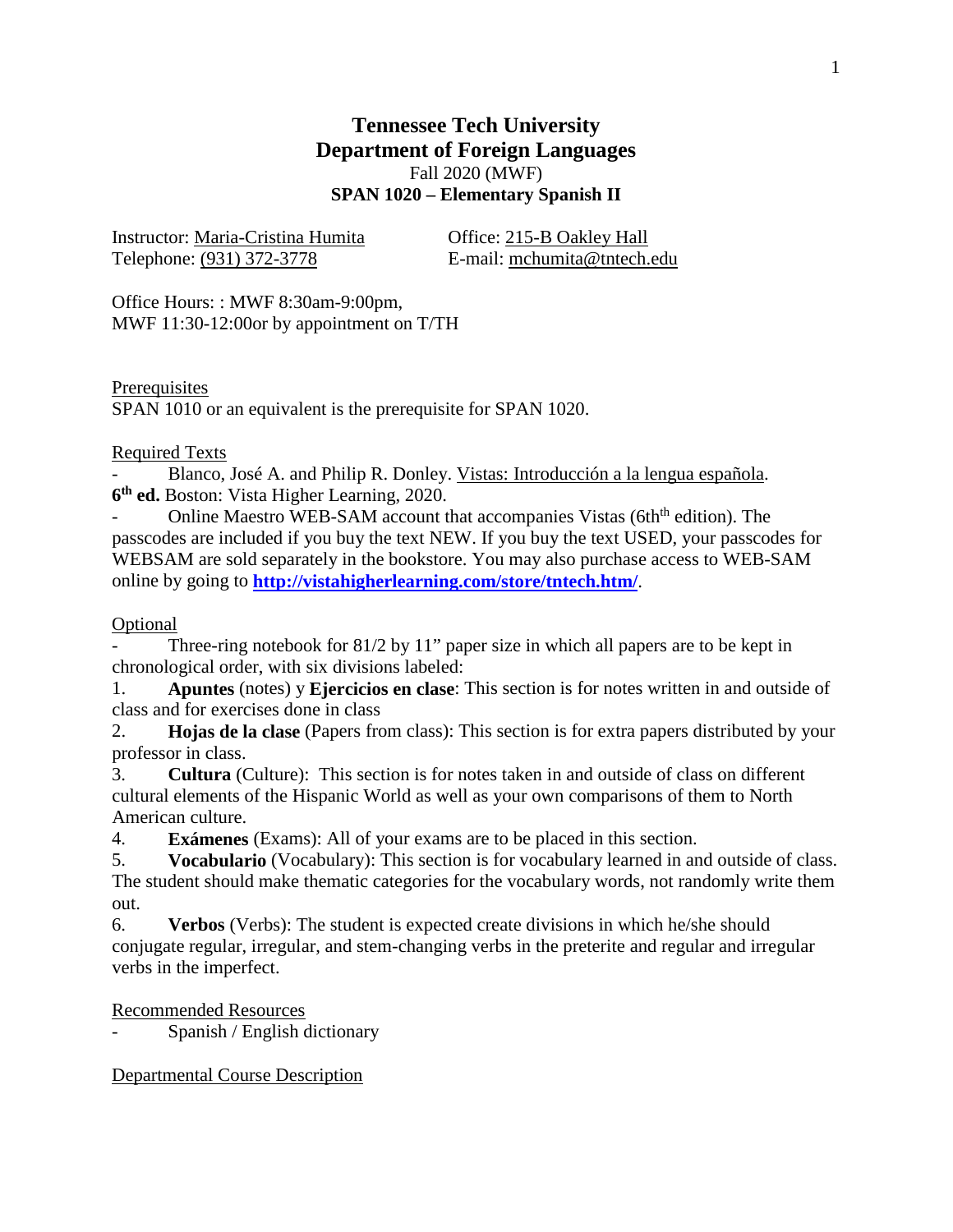# Tennessee Tech University

## Department of Foreign Languages

Fall 2020 (MWF)

**SPAN 1020 – Elementary Spanish II**

Instructor: Maria-Cristina Humita
Telephone: (931) 372-3778

Office: 215-B Oakley Hall
E-mail: mchumita@tntech.edu

Office Hours: : MWF 8:30am-9:00pm,
MWF 11:30-12:00or by appointment on T/TH

Prerequisites

SPAN 1010 or an equivalent is the prerequisite for SPAN 1020.

Required Texts

- Blanco, José A. and Philip R. Donley. Vistas: Introducción a la lengua española. **6th ed.** Boston: Vista Higher Learning, 2020.
- Online Maestro WEB-SAM account that accompanies Vistas (6thth edition). The passcodes are included if you buy the text NEW. If you buy the text USED, your passcodes for WEBSAM are sold separately in the bookstore. You may also purchase access to WEB-SAM online by going to **http://vistahigherlearning.com/store/tntech.htm/**.

Optional

- Three-ring notebook for 81/2 by 11" paper size in which all papers are to be kept in chronological order, with six divisions labeled:

1. **Apuntes** (notes) y **Ejercicios en clase**: This section is for notes written in and outside of class and for exercises done in class
2. **Hojas de la clase** (Papers from class): This section is for extra papers distributed by your professor in class.
3. **Cultura** (Culture): This section is for notes taken in and outside of class on different cultural elements of the Hispanic World as well as your own comparisons of them to North American culture.
4. **Exámenes** (Exams): All of your exams are to be placed in this section.
5. **Vocabulario** (Vocabulary): This section is for vocabulary learned in and outside of class. The student should make thematic categories for the vocabulary words, not randomly write them out.
6. **Verbos** (Verbs): The student is expected create divisions in which he/she should conjugate regular, irregular, and stem-changing verbs in the preterite and regular and irregular verbs in the imperfect.

Recommended Resources

- Spanish / English dictionary

Departmental Course Description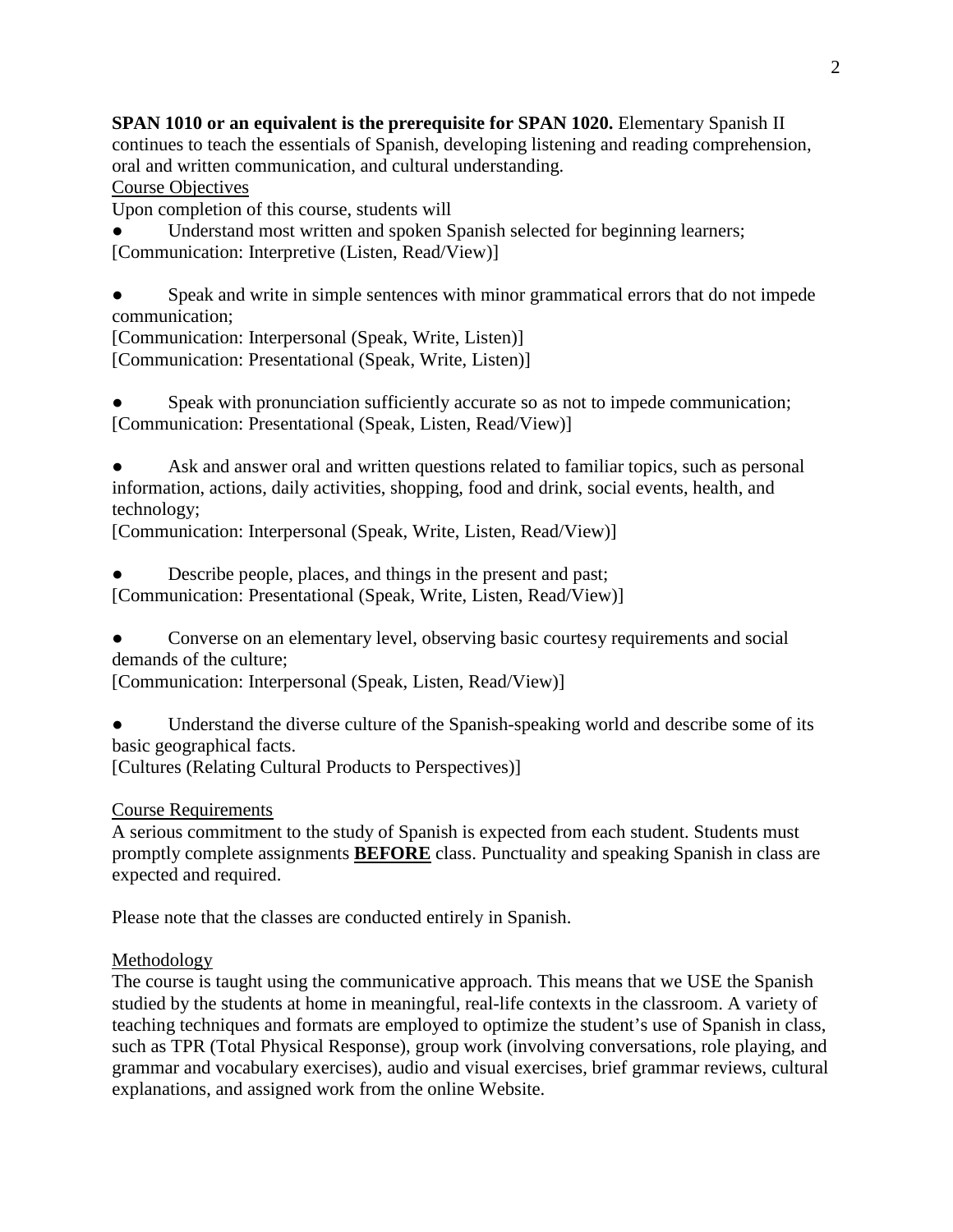**SPAN 1010 or an equivalent is the prerequisite for SPAN 1020.** Elementary Spanish II continues to teach the essentials of Spanish, developing listening and reading comprehension, oral and written communication, and cultural understanding.

## Course Objectives

Upon completion of this course, students will

- Understand most written and spoken Spanish selected for beginning learners;
[Communication: Interpretive (Listen, Read/View)]

- Speak and write in simple sentences with minor grammatical errors that do not impede communication;
[Communication: Interpersonal (Speak, Write, Listen)]
[Communication: Presentational (Speak, Write, Listen)]

- Speak with pronunciation sufficiently accurate so as not to impede communication;
[Communication: Presentational (Speak, Listen, Read/View)]

- Ask and answer oral and written questions related to familiar topics, such as personal information, actions, daily activities, shopping, food and drink, social events, health, and technology;
[Communication: Interpersonal (Speak, Write, Listen, Read/View)]

- Describe people, places, and things in the present and past;
[Communication: Presentational (Speak, Write, Listen, Read/View)]

- Converse on an elementary level, observing basic courtesy requirements and social demands of the culture;
[Communication: Interpersonal (Speak, Listen, Read/View)]

- Understand the diverse culture of the Spanish-speaking world and describe some of its basic geographical facts.
[Cultures (Relating Cultural Products to Perspectives)]

## Course Requirements

A serious commitment to the study of Spanish is expected from each student. Students must promptly complete assignments **BEFORE** class. Punctuality and speaking Spanish in class are expected and required.

Please note that the classes are conducted entirely in Spanish.

## Methodology

The course is taught using the communicative approach. This means that we USE the Spanish studied by the students at home in meaningful, real-life contexts in the classroom. A variety of teaching techniques and formats are employed to optimize the student's use of Spanish in class, such as TPR (Total Physical Response), group work (involving conversations, role playing, and grammar and vocabulary exercises), audio and visual exercises, brief grammar reviews, cultural explanations, and assigned work from the online Website.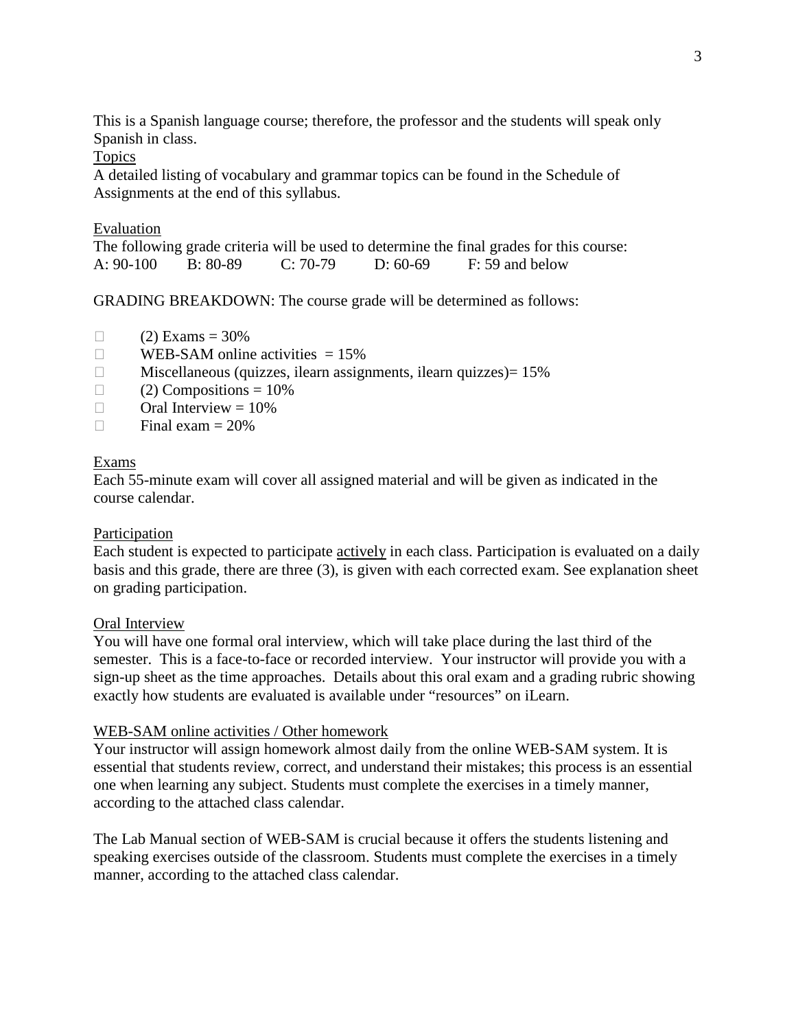This is a Spanish language course; therefore, the professor and the students will speak only Spanish in class.

Topics

A detailed listing of vocabulary and grammar topics can be found in the Schedule of Assignments at the end of this syllabus.

Evaluation

The following grade criteria will be used to determine the final grades for this course:

A: 90-100 B: 80-89 C: 70-79 D: 60-69 F: 59 and below

GRADING BREAKDOWN: The course grade will be determined as follows:

- (2) Exams = 30%
- WEB-SAM online activities = 15%
- Miscellaneous (quizzes, ilearn assignments, ilearn quizzes)= 15%
- (2) Compositions = 10%
- Oral Interview = 10%
- Final exam = 20%

Exams

Each 55-minute exam will cover all assigned material and will be given as indicated in the course calendar.

Participation

Each student is expected to participate actively in each class. Participation is evaluated on a daily basis and this grade, there are three (3), is given with each corrected exam. See explanation sheet on grading participation.

Oral Interview

You will have one formal oral interview, which will take place during the last third of the semester. This is a face-to-face or recorded interview. Your instructor will provide you with a sign-up sheet as the time approaches. Details about this oral exam and a grading rubric showing exactly how students are evaluated is available under "resources" on iLearn.

WEB-SAM online activities / Other homework

Your instructor will assign homework almost daily from the online WEB-SAM system. It is essential that students review, correct, and understand their mistakes; this process is an essential one when learning any subject. Students must complete the exercises in a timely manner, according to the attached class calendar.

The Lab Manual section of WEB-SAM is crucial because it offers the students listening and speaking exercises outside of the classroom. Students must complete the exercises in a timely manner, according to the attached class calendar.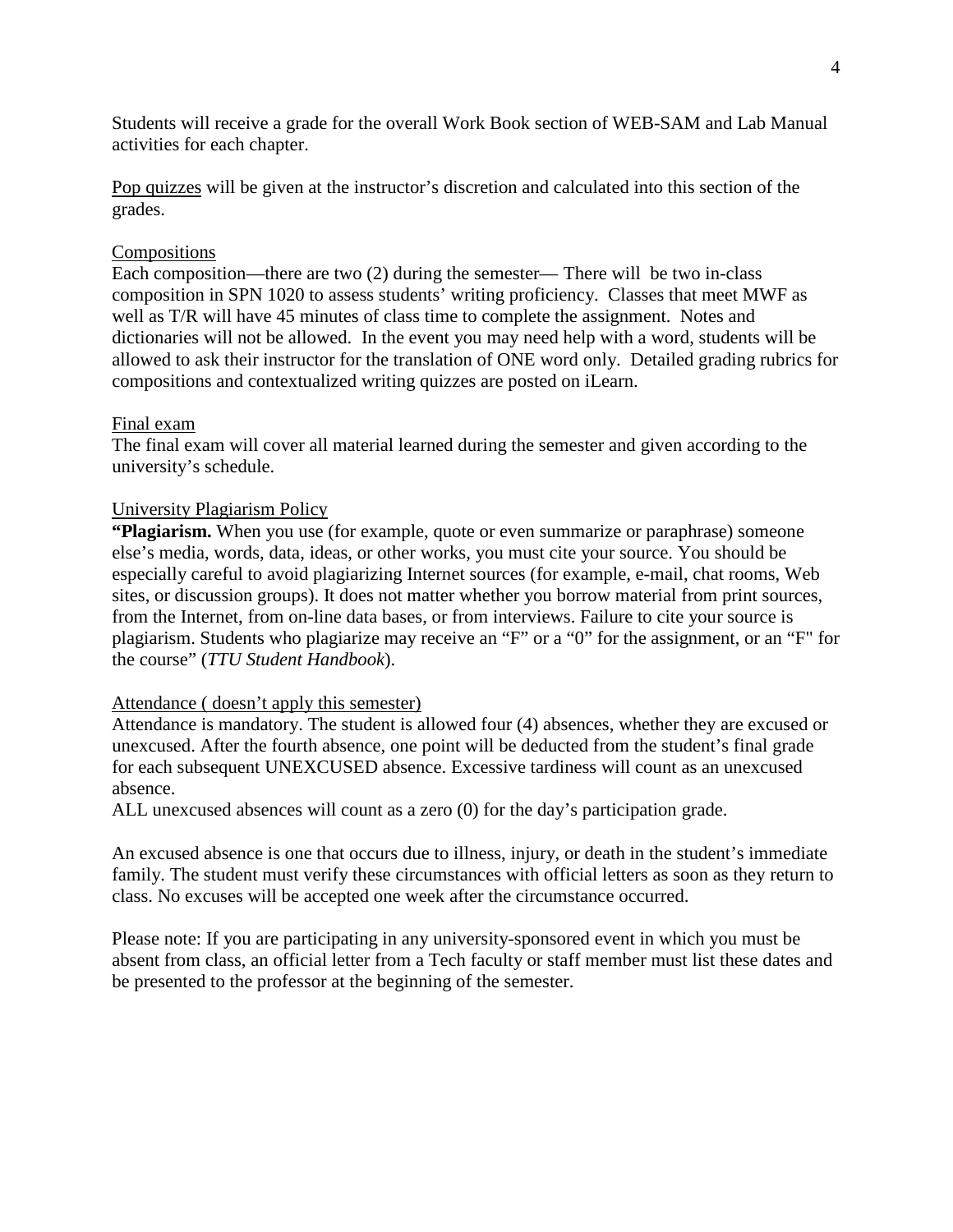Students will receive a grade for the overall Work Book section of WEB-SAM and Lab Manual activities for each chapter.

Pop quizzes will be given at the instructor's discretion and calculated into this section of the grades.

Compositions

Each composition—there are two (2) during the semester— There will be two in-class composition in SPN 1020 to assess students' writing proficiency. Classes that meet MWF as well as T/R will have 45 minutes of class time to complete the assignment. Notes and dictionaries will not be allowed. In the event you may need help with a word, students will be allowed to ask their instructor for the translation of ONE word only. Detailed grading rubrics for compositions and contextualized writing quizzes are posted on iLearn.

Final exam

The final exam will cover all material learned during the semester and given according to the university's schedule.

University Plagiarism Policy

**"Plagiarism.** When you use (for example, quote or even summarize or paraphrase) someone else's media, words, data, ideas, or other works, you must cite your source. You should be especially careful to avoid plagiarizing Internet sources (for example, e-mail, chat rooms, Web sites, or discussion groups). It does not matter whether you borrow material from print sources, from the Internet, from on-line data bases, or from interviews. Failure to cite your source is plagiarism. Students who plagiarize may receive an "F" or a "0" for the assignment, or an "F" for the course" (*TTU Student Handbook*).

Attendance ( doesn't apply this semester)

Attendance is mandatory. The student is allowed four (4) absences, whether they are excused or unexcused. After the fourth absence, one point will be deducted from the student's final grade for each subsequent UNEXCUSED absence. Excessive tardiness will count as an unexcused absence.

ALL unexcused absences will count as a zero (0) for the day's participation grade.

An excused absence is one that occurs due to illness, injury, or death in the student's immediate family. The student must verify these circumstances with official letters as soon as they return to class. No excuses will be accepted one week after the circumstance occurred.

Please note: If you are participating in any university-sponsored event in which you must be absent from class, an official letter from a Tech faculty or staff member must list these dates and be presented to the professor at the beginning of the semester.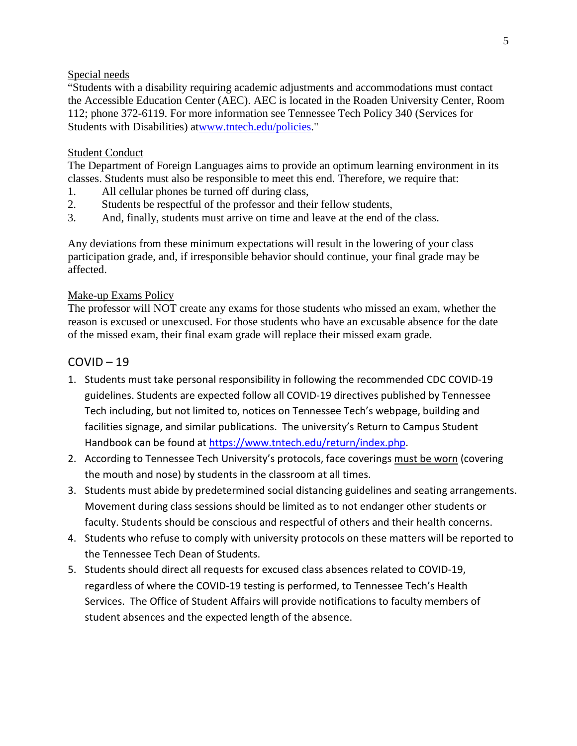Special needs

"Students with a disability requiring academic adjustments and accommodations must contact the Accessible Education Center (AEC). AEC is located in the Roaden University Center, Room 112; phone 372-6119. For more information see Tennessee Tech Policy 340 (Services for Students with Disabilities) atwww.tntech.edu/policies."

Student Conduct

The Department of Foreign Languages aims to provide an optimum learning environment in its classes. Students must also be responsible to meet this end. Therefore, we require that:

1. All cellular phones be turned off during class,
2. Students be respectful of the professor and their fellow students,
3. And, finally, students must arrive on time and leave at the end of the class.

Any deviations from these minimum expectations will result in the lowering of your class participation grade, and, if irresponsible behavior should continue, your final grade may be affected.

Make-up Exams Policy

The professor will NOT create any exams for those students who missed an exam, whether the reason is excused or unexcused. For those students who have an excusable absence for the date of the missed exam, their final exam grade will replace their missed exam grade.

## COVID – 19

1. Students must take personal responsibility in following the recommended CDC COVID-19 guidelines. Students are expected follow all COVID-19 directives published by Tennessee Tech including, but not limited to, notices on Tennessee Tech's webpage, building and facilities signage, and similar publications. The university's Return to Campus Student Handbook can be found at https://www.tntech.edu/return/index.php.
2. According to Tennessee Tech University's protocols, face coverings must be worn (covering the mouth and nose) by students in the classroom at all times.
3. Students must abide by predetermined social distancing guidelines and seating arrangements. Movement during class sessions should be limited as to not endanger other students or faculty. Students should be conscious and respectful of others and their health concerns.
4. Students who refuse to comply with university protocols on these matters will be reported to the Tennessee Tech Dean of Students.
5. Students should direct all requests for excused class absences related to COVID-19, regardless of where the COVID-19 testing is performed, to Tennessee Tech's Health Services. The Office of Student Affairs will provide notifications to faculty members of student absences and the expected length of the absence.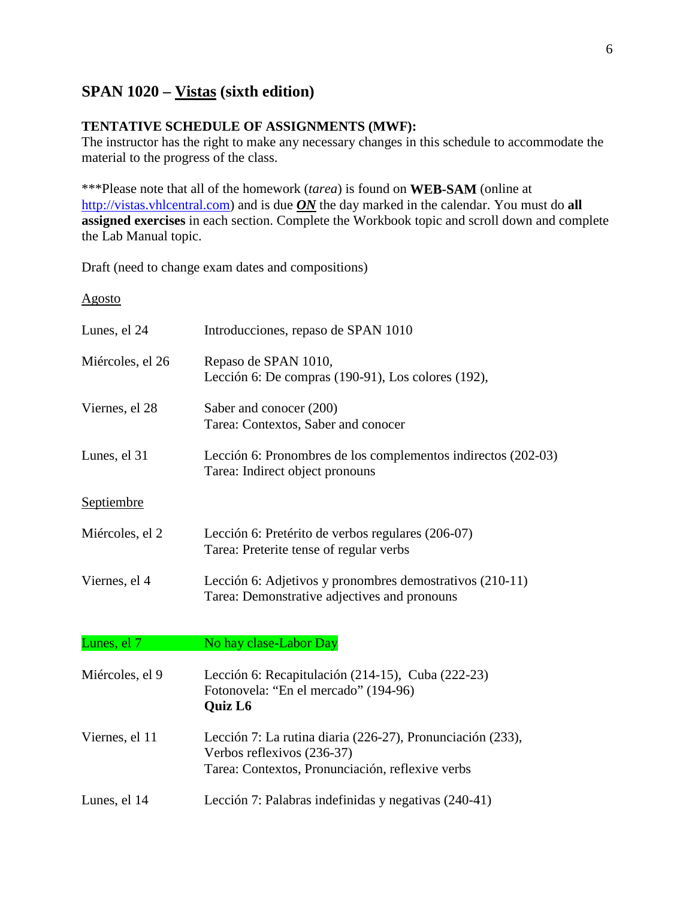## SPAN 1020 – Vistas (sixth edition)

**TENTATIVE SCHEDULE OF ASSIGNMENTS (MWF):**
The instructor has the right to make any necessary changes in this schedule to accommodate the material to the progress of the class.

***Please note that all of the homework (*tarea*) is found on **WEB-SAM** (online at http://vistas.vhlcentral.com) and is due ***ON*** the day marked in the calendar. You must do **all assigned exercises** in each section. Complete the Workbook topic and scroll down and complete the Lab Manual topic.

Draft (need to change exam dates and compositions)

Agosto

| | |
|---|---|
| Lunes, el 24 | Introducciones, repaso de SPAN 1010 |
| Miércoles, el 26 | Repaso de SPAN 1010,<br>Lección 6: De compras (190-91), Los colores (192), |
| Viernes, el 28 | Saber and conocer (200)<br>Tarea: Contextos, Saber and conocer |
| Lunes, el 31 | Lección 6: Pronombres de los complementos indirectos (202-03)<br>Tarea: Indirect object pronouns |

Septiembre

| | |
|---|---|
| Miércoles, el 2 | Lección 6: Pretérito de verbos regulares (206-07)<br>Tarea: Preterite tense of regular verbs |
| Viernes, el 4 | Lección 6: Adjetivos y pronombres demostrativos (210-11)<br>Tarea: Demonstrative adjectives and pronouns |
| Lunes, el 7 | No hay clase-Labor Day |
| Miércoles, el 9 | Lección 6: Recapitulación (214-15), Cuba (222-23)<br>Fotonovela: "En el mercado" (194-96)<br>**Quiz L6** |
| Viernes, el 11 | Lección 7: La rutina diaria (226-27), Pronunciación (233),<br>Verbos reflexivos (236-37)<br>Tarea: Contextos, Pronunciación, reflexive verbs |
| Lunes, el 14 | Lección 7: Palabras indefinidas y negativas (240-41) |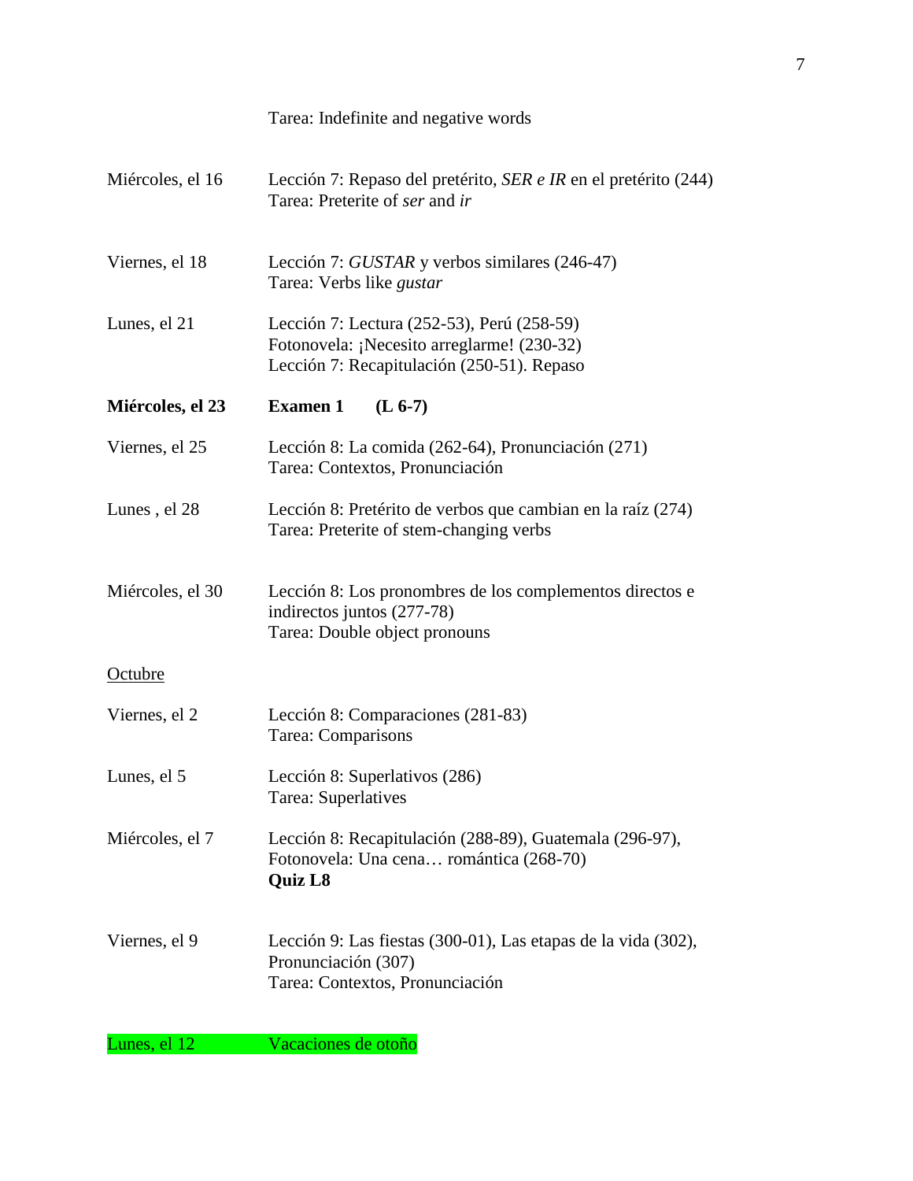| | |
|---|---|
| | Tarea: Indefinite and negative words |
| Miércoles, el 16 | Lección 7: Repaso del pretérito, *SER e IR* en el pretérito (244)<br>Tarea: Preterite of *ser* and *ir* |
| Viernes, el 18 | Lección 7: *GUSTAR* y verbos similares (246-47)<br>Tarea: Verbs like *gustar* |
| Lunes, el 21 | Lección 7: Lectura (252-53), Perú (258-59)<br>Fotonovela: ¡Necesito arreglarme! (230-32)<br>Lección 7: Recapitulación (250-51). Repaso |
| **Miércoles, el 23** | **Examen 1 (L 6-7)** |
| Viernes, el 25 | Lección 8: La comida (262-64), Pronunciación (271)<br>Tarea: Contextos, Pronunciación |
| Lunes , el 28 | Lección 8: Pretérito de verbos que cambian en la raíz (274)<br>Tarea: Preterite of stem-changing verbs |
| Miércoles, el 30 | Lección 8: Los pronombres de los complementos directos e indirectos juntos (277-78)<br>Tarea: Double object pronouns |
| <u>Octubre</u> | |
| Viernes, el 2 | Lección 8: Comparaciones (281-83)<br>Tarea: Comparisons |
| Lunes, el 5 | Lección 8: Superlativos (286)<br>Tarea: Superlatives |
| Miércoles, el 7 | Lección 8: Recapitulación (288-89), Guatemala (296-97),<br>Fotonovela: Una cena… romántica (268-70)<br>**Quiz L8** |
| Viernes, el 9 | Lección 9: Las fiestas (300-01), Las etapas de la vida (302),<br>Pronunciación (307)<br>Tarea: Contextos, Pronunciación |
| Lunes, el 12 | Vacaciones de otoño |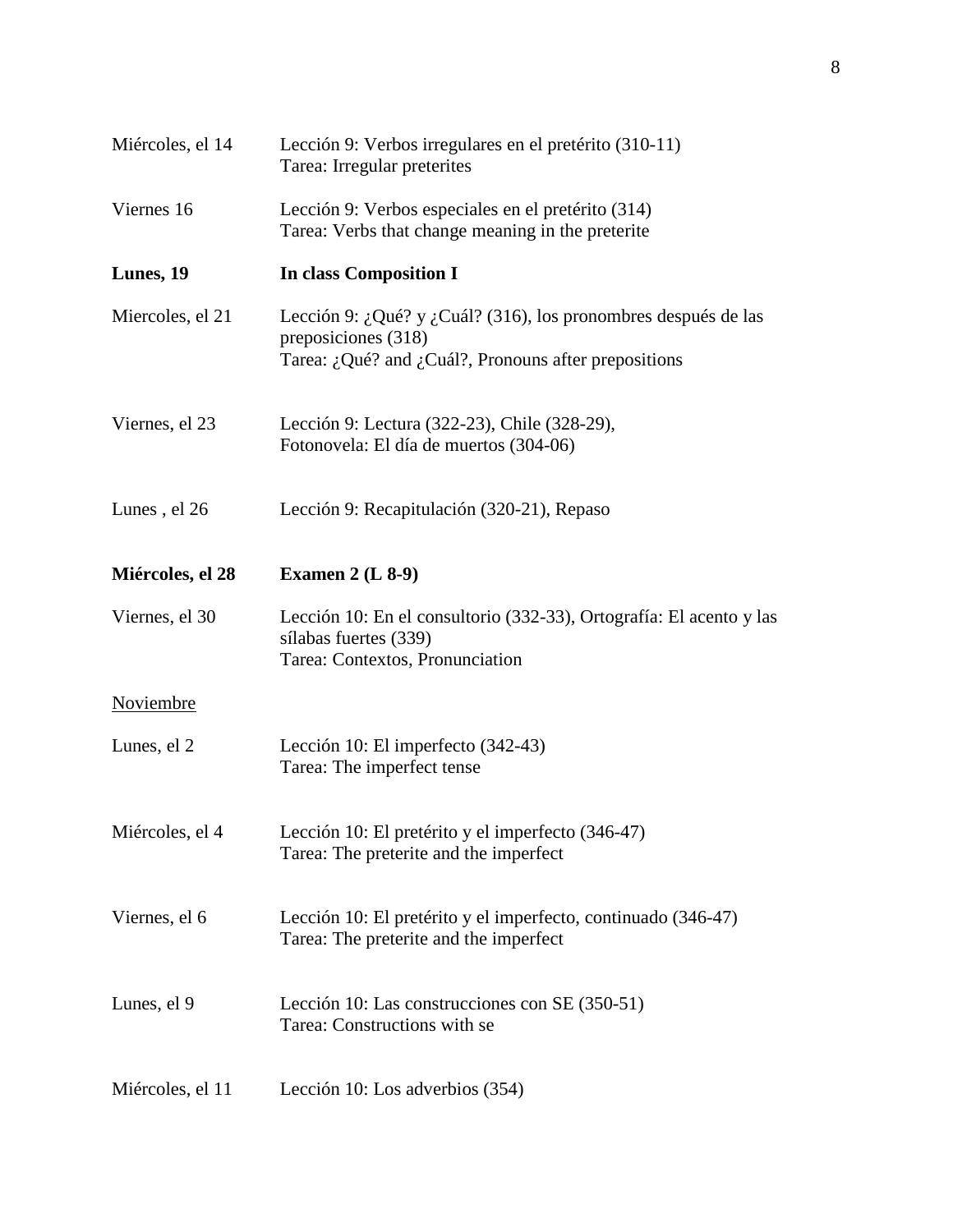| | |
|---|---|
| Miércoles, el 14 | Lección 9: Verbos irregulares en el pretérito (310-11)<br>Tarea: Irregular preterites |
| Viernes 16 | Lección 9: Verbos especiales en el pretérito (314)<br>Tarea: Verbs that change meaning in the preterite |
| **Lunes, 19** | **In class Composition I** |
| Miercoles, el 21 | Lección 9: ¿Qué? y ¿Cuál? (316), los pronombres después de las preposiciones (318)<br>Tarea: ¿Qué? and ¿Cuál?, Pronouns after prepositions |
| Viernes, el 23 | Lección 9: Lectura (322-23), Chile (328-29),<br>Fotonovela: El día de muertos (304-06) |
| Lunes , el 26 | Lección 9: Recapitulación (320-21), Repaso |
| **Miércoles, el 28** | **Examen 2 (L 8-9)** |
| Viernes, el 30 | Lección 10: En el consultorio (332-33), Ortografía: El acento y las sílabas fuertes (339)<br>Tarea: Contextos, Pronunciation |

<u>Noviembre</u>

| | |
|---|---|
| Lunes, el 2 | Lección 10: El imperfecto (342-43)<br>Tarea: The imperfect tense |
| Miércoles, el 4 | Lección 10: El pretérito y el imperfecto (346-47)<br>Tarea: The preterite and the imperfect |
| Viernes, el 6 | Lección 10: El pretérito y el imperfecto, continuado (346-47)<br>Tarea: The preterite and the imperfect |
| Lunes, el 9 | Lección 10: Las construcciones con SE (350-51)<br>Tarea: Constructions with se |
| Miércoles, el 11 | Lección 10: Los adverbios (354) |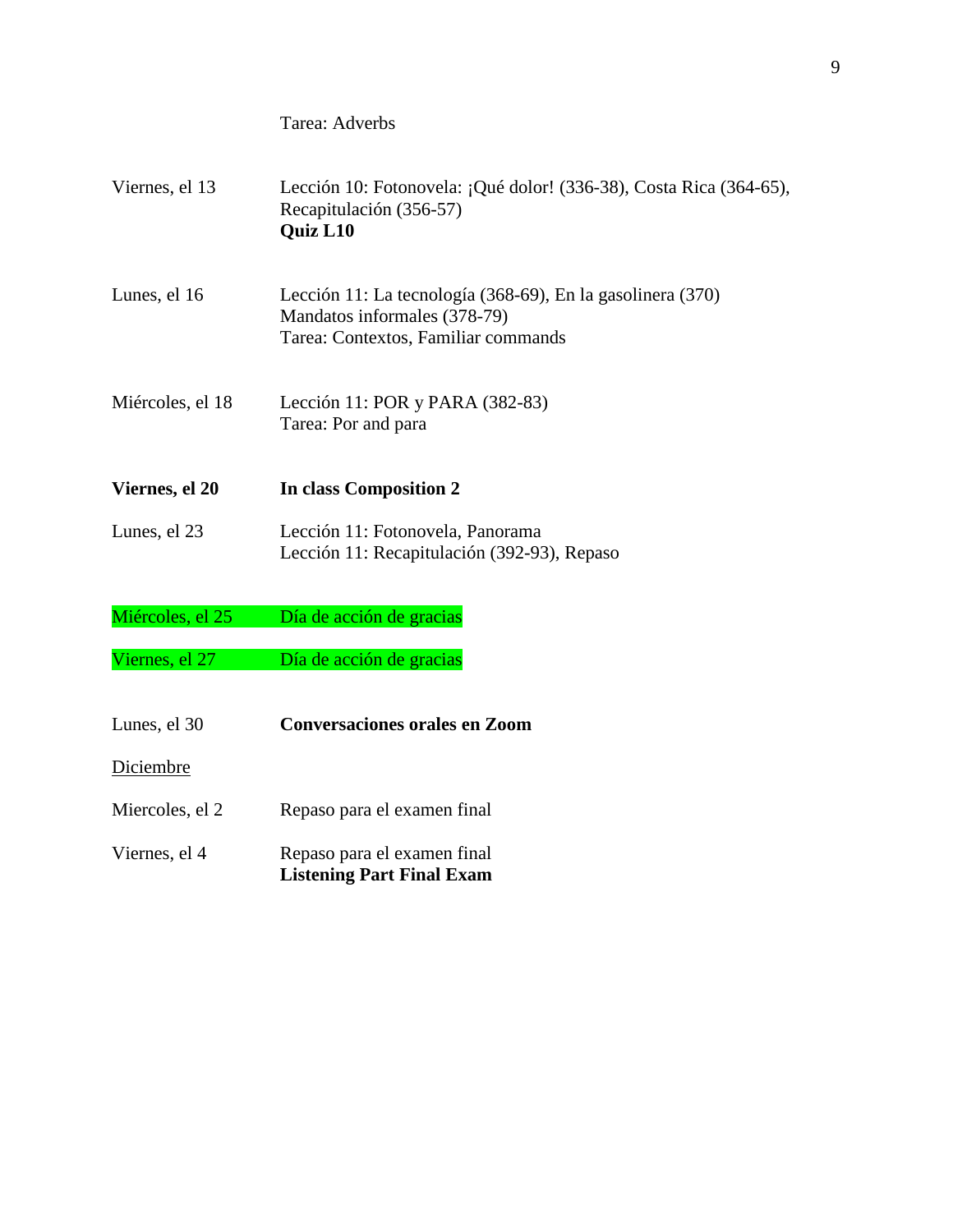| | |
|---|---|
| | Tarea: Adverbs |
| Viernes, el 13 | Lección 10: Fotonovela: ¡Qué dolor! (336-38), Costa Rica (364-65), Recapitulación (356-57) **Quiz L10** |
| Lunes, el 16 | Lección 11: La tecnología (368-69), En la gasolinera (370) Mandatos informales (378-79) Tarea: Contextos, Familiar commands |
| Miércoles, el 18 | Lección 11: POR y PARA (382-83) Tarea: Por and para |
| **Viernes, el 20** | **In class Composition 2** |
| Lunes, el 23 | Lección 11: Fotonovela, Panorama Lección 11: Recapitulación (392-93), Repaso |
| Miércoles, el 25 | Día de acción de gracias |
| Viernes, el 27 | Día de acción de gracias |
| Lunes, el 30 | **Conversaciones orales en Zoom** |
| Diciembre | |
| Miercoles, el 2 | Repaso para el examen final |
| Viernes, el 4 | Repaso para el examen final **Listening Part Final Exam** |